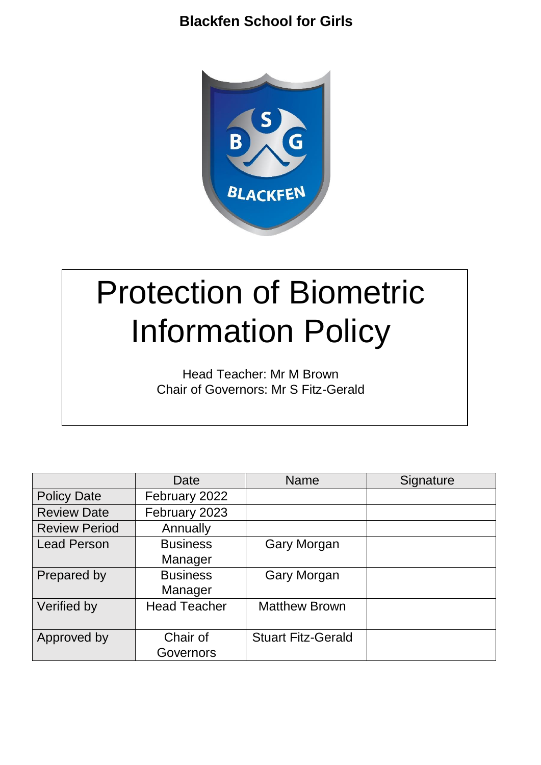**Blackfen School for Girls**

# Protection of Biometric Information Policy

Head Teacher: Mr M Brown
Chair of Governors: Mr S Fitz-Gerald

| | Date | Name | Signature |
|---|---|---|---|
| Policy Date | February 2022 | | |
| Review Date | February 2023 | | |
| Review Period | Annually | | |
| Lead Person | Business Manager | Gary Morgan | |
| Prepared by | Business Manager | Gary Morgan | |
| Verified by | Head Teacher | Matthew Brown | |
| Approved by | Chair of Governors | Stuart Fitz-Gerald | |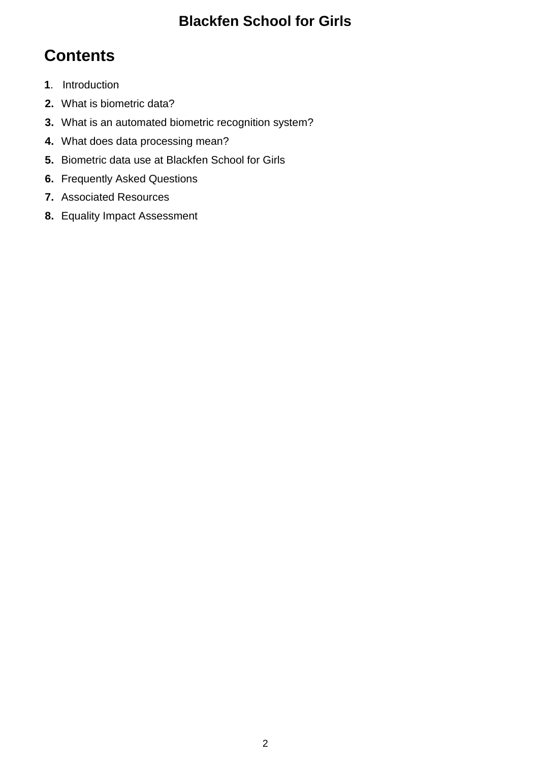**Blackfen School for Girls**

# Contents

1. Introduction
2. What is biometric data?
3. What is an automated biometric recognition system?
4. What does data processing mean?
5. Biometric data use at Blackfen School for Girls
6. Frequently Asked Questions
7. Associated Resources
8. Equality Impact Assessment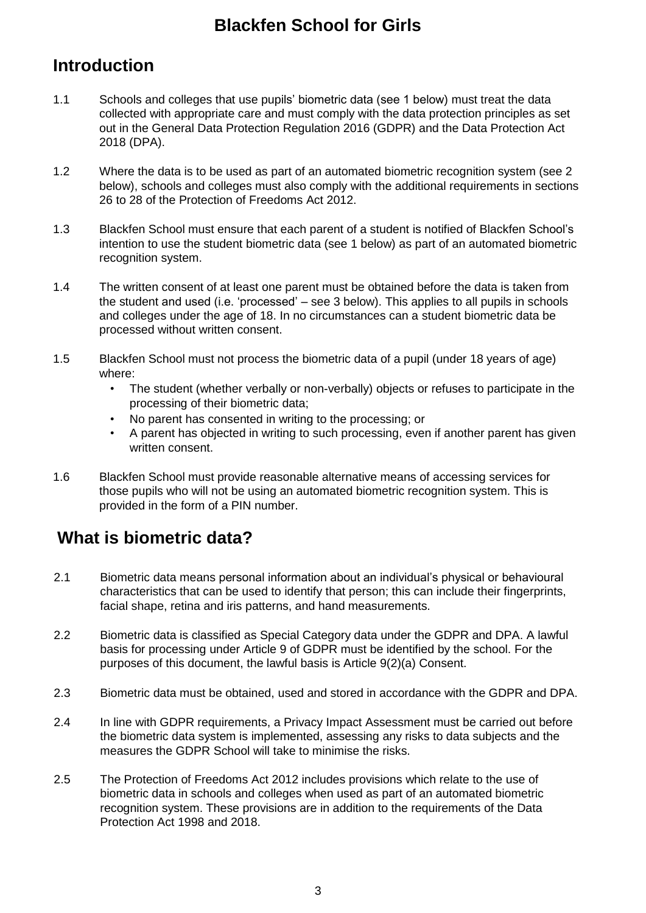# Blackfen School for Girls

## Introduction

1.1 Schools and colleges that use pupils' biometric data (see 1 below) must treat the data collected with appropriate care and must comply with the data protection principles as set out in the General Data Protection Regulation 2016 (GDPR) and the Data Protection Act 2018 (DPA).

1.2 Where the data is to be used as part of an automated biometric recognition system (see 2 below), schools and colleges must also comply with the additional requirements in sections 26 to 28 of the Protection of Freedoms Act 2012.

1.3 Blackfen School must ensure that each parent of a student is notified of Blackfen School's intention to use the student biometric data (see 1 below) as part of an automated biometric recognition system.

1.4 The written consent of at least one parent must be obtained before the data is taken from the student and used (i.e. 'processed' – see 3 below). This applies to all pupils in schools and colleges under the age of 18. In no circumstances can a student biometric data be processed without written consent.

1.5 Blackfen School must not process the biometric data of a pupil (under 18 years of age) where:

- The student (whether verbally or non-verbally) objects or refuses to participate in the processing of their biometric data;
- No parent has consented in writing to the processing; or
- A parent has objected in writing to such processing, even if another parent has given written consent.

1.6 Blackfen School must provide reasonable alternative means of accessing services for those pupils who will not be using an automated biometric recognition system. This is provided in the form of a PIN number.

## What is biometric data?

2.1 Biometric data means personal information about an individual's physical or behavioural characteristics that can be used to identify that person; this can include their fingerprints, facial shape, retina and iris patterns, and hand measurements.

2.2 Biometric data is classified as Special Category data under the GDPR and DPA. A lawful basis for processing under Article 9 of GDPR must be identified by the school. For the purposes of this document, the lawful basis is Article 9(2)(a) Consent.

2.3 Biometric data must be obtained, used and stored in accordance with the GDPR and DPA.

2.4 In line with GDPR requirements, a Privacy Impact Assessment must be carried out before the biometric data system is implemented, assessing any risks to data subjects and the measures the GDPR School will take to minimise the risks.

2.5 The Protection of Freedoms Act 2012 includes provisions which relate to the use of biometric data in schools and colleges when used as part of an automated biometric recognition system. These provisions are in addition to the requirements of the Data Protection Act 1998 and 2018.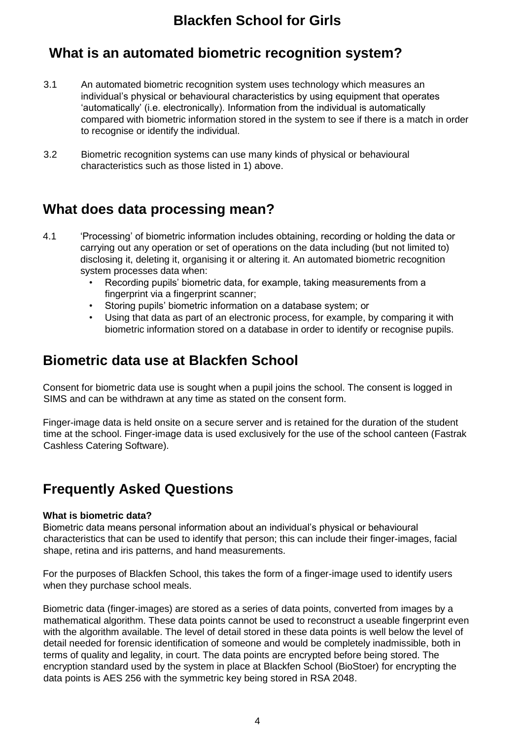# Blackfen School for Girls

## What is an automated biometric recognition system?

3.1 An automated biometric recognition system uses technology which measures an individual's physical or behavioural characteristics by using equipment that operates 'automatically' (i.e. electronically). Information from the individual is automatically compared with biometric information stored in the system to see if there is a match in order to recognise or identify the individual.

3.2 Biometric recognition systems can use many kinds of physical or behavioural characteristics such as those listed in 1) above.

## What does data processing mean?

4.1 'Processing' of biometric information includes obtaining, recording or holding the data or carrying out any operation or set of operations on the data including (but not limited to) disclosing it, deleting it, organising it or altering it. An automated biometric recognition system processes data when:

- Recording pupils' biometric data, for example, taking measurements from a fingerprint via a fingerprint scanner;
- Storing pupils' biometric information on a database system; or
- Using that data as part of an electronic process, for example, by comparing it with biometric information stored on a database in order to identify or recognise pupils.

## Biometric data use at Blackfen School

Consent for biometric data use is sought when a pupil joins the school. The consent is logged in SIMS and can be withdrawn at any time as stated on the consent form.

Finger-image data is held onsite on a secure server and is retained for the duration of the student time at the school. Finger-image data is used exclusively for the use of the school canteen (Fastrak Cashless Catering Software).

## Frequently Asked Questions

**What is biometric data?**

Biometric data means personal information about an individual's physical or behavioural characteristics that can be used to identify that person; this can include their finger-images, facial shape, retina and iris patterns, and hand measurements.

For the purposes of Blackfen School, this takes the form of a finger-image used to identify users when they purchase school meals.

Biometric data (finger-images) are stored as a series of data points, converted from images by a mathematical algorithm. These data points cannot be used to reconstruct a useable fingerprint even with the algorithm available. The level of detail stored in these data points is well below the level of detail needed for forensic identification of someone and would be completely inadmissible, both in terms of quality and legality, in court. The data points are encrypted before being stored. The encryption standard used by the system in place at Blackfen School (BioStoer) for encrypting the data points is AES 256 with the symmetric key being stored in RSA 2048.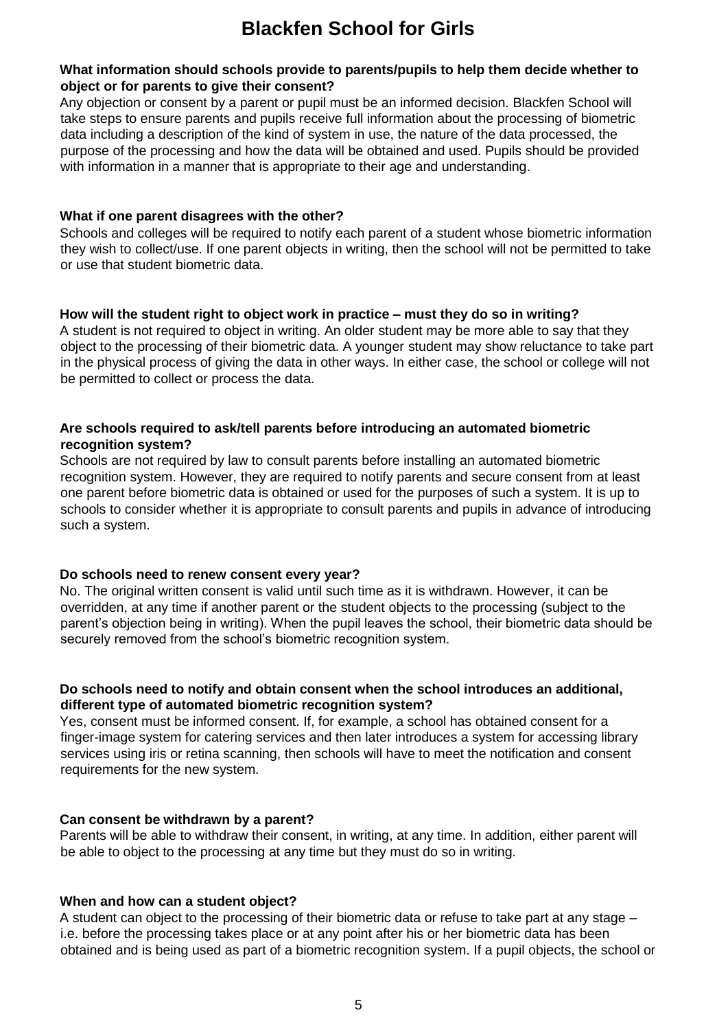# Blackfen School for Girls

**What information should schools provide to parents/pupils to help them decide whether to object or for parents to give their consent?**

Any objection or consent by a parent or pupil must be an informed decision. Blackfen School will take steps to ensure parents and pupils receive full information about the processing of biometric data including a description of the kind of system in use, the nature of the data processed, the purpose of the processing and how the data will be obtained and used. Pupils should be provided with information in a manner that is appropriate to their age and understanding.

**What if one parent disagrees with the other?**

Schools and colleges will be required to notify each parent of a student whose biometric information they wish to collect/use. If one parent objects in writing, then the school will not be permitted to take or use that student biometric data.

**How will the student right to object work in practice – must they do so in writing?**

A student is not required to object in writing. An older student may be more able to say that they object to the processing of their biometric data. A younger student may show reluctance to take part in the physical process of giving the data in other ways. In either case, the school or college will not be permitted to collect or process the data.

**Are schools required to ask/tell parents before introducing an automated biometric recognition system?**

Schools are not required by law to consult parents before installing an automated biometric recognition system. However, they are required to notify parents and secure consent from at least one parent before biometric data is obtained or used for the purposes of such a system. It is up to schools to consider whether it is appropriate to consult parents and pupils in advance of introducing such a system.

**Do schools need to renew consent every year?**

No. The original written consent is valid until such time as it is withdrawn. However, it can be overridden, at any time if another parent or the student objects to the processing (subject to the parent's objection being in writing). When the pupil leaves the school, their biometric data should be securely removed from the school's biometric recognition system.

**Do schools need to notify and obtain consent when the school introduces an additional, different type of automated biometric recognition system?**

Yes, consent must be informed consent. If, for example, a school has obtained consent for a finger-image system for catering services and then later introduces a system for accessing library services using iris or retina scanning, then schools will have to meet the notification and consent requirements for the new system.

**Can consent be withdrawn by a parent?**

Parents will be able to withdraw their consent, in writing, at any time. In addition, either parent will be able to object to the processing at any time but they must do so in writing.

**When and how can a student object?**

A student can object to the processing of their biometric data or refuse to take part at any stage – i.e. before the processing takes place or at any point after his or her biometric data has been obtained and is being used as part of a biometric recognition system. If a pupil objects, the school or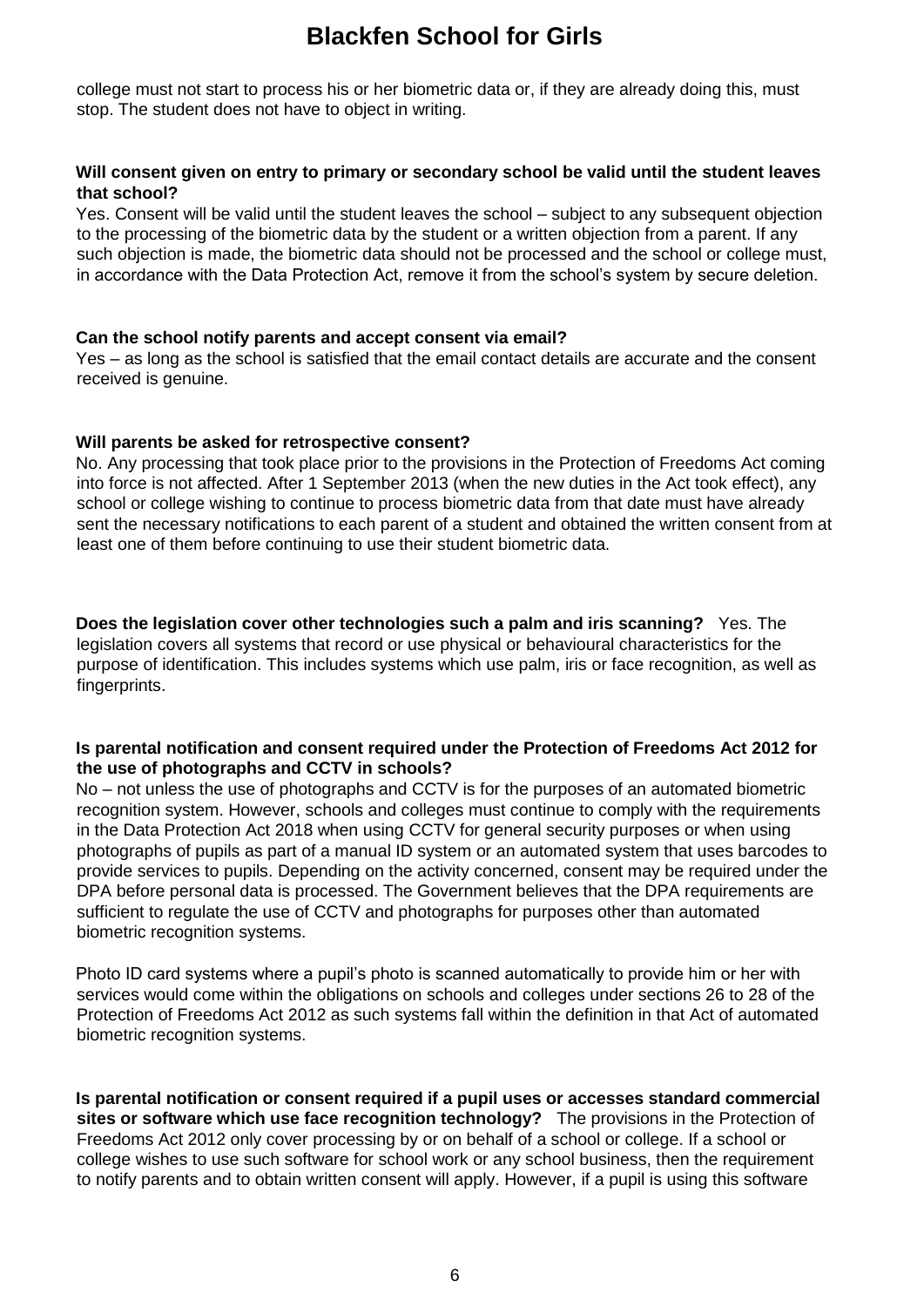college must not start to process his or her biometric data or, if they are already doing this, must stop. The student does not have to object in writing.

**Will consent given on entry to primary or secondary school be valid until the student leaves that school?**

Yes. Consent will be valid until the student leaves the school – subject to any subsequent objection to the processing of the biometric data by the student or a written objection from a parent. If any such objection is made, the biometric data should not be processed and the school or college must, in accordance with the Data Protection Act, remove it from the school's system by secure deletion.

**Can the school notify parents and accept consent via email?**

Yes – as long as the school is satisfied that the email contact details are accurate and the consent received is genuine.

**Will parents be asked for retrospective consent?**

No. Any processing that took place prior to the provisions in the Protection of Freedoms Act coming into force is not affected. After 1 September 2013 (when the new duties in the Act took effect), any school or college wishing to continue to process biometric data from that date must have already sent the necessary notifications to each parent of a student and obtained the written consent from at least one of them before continuing to use their student biometric data.

**Does the legislation cover other technologies such a palm and iris scanning?** Yes. The legislation covers all systems that record or use physical or behavioural characteristics for the purpose of identification. This includes systems which use palm, iris or face recognition, as well as fingerprints.

**Is parental notification and consent required under the Protection of Freedoms Act 2012 for the use of photographs and CCTV in schools?**

No – not unless the use of photographs and CCTV is for the purposes of an automated biometric recognition system. However, schools and colleges must continue to comply with the requirements in the Data Protection Act 2018 when using CCTV for general security purposes or when using photographs of pupils as part of a manual ID system or an automated system that uses barcodes to provide services to pupils. Depending on the activity concerned, consent may be required under the DPA before personal data is processed. The Government believes that the DPA requirements are sufficient to regulate the use of CCTV and photographs for purposes other than automated biometric recognition systems.

Photo ID card systems where a pupil's photo is scanned automatically to provide him or her with services would come within the obligations on schools and colleges under sections 26 to 28 of the Protection of Freedoms Act 2012 as such systems fall within the definition in that Act of automated biometric recognition systems.

**Is parental notification or consent required if a pupil uses or accesses standard commercial sites or software which use face recognition technology?** The provisions in the Protection of Freedoms Act 2012 only cover processing by or on behalf of a school or college. If a school or college wishes to use such software for school work or any school business, then the requirement to notify parents and to obtain written consent will apply. However, if a pupil is using this software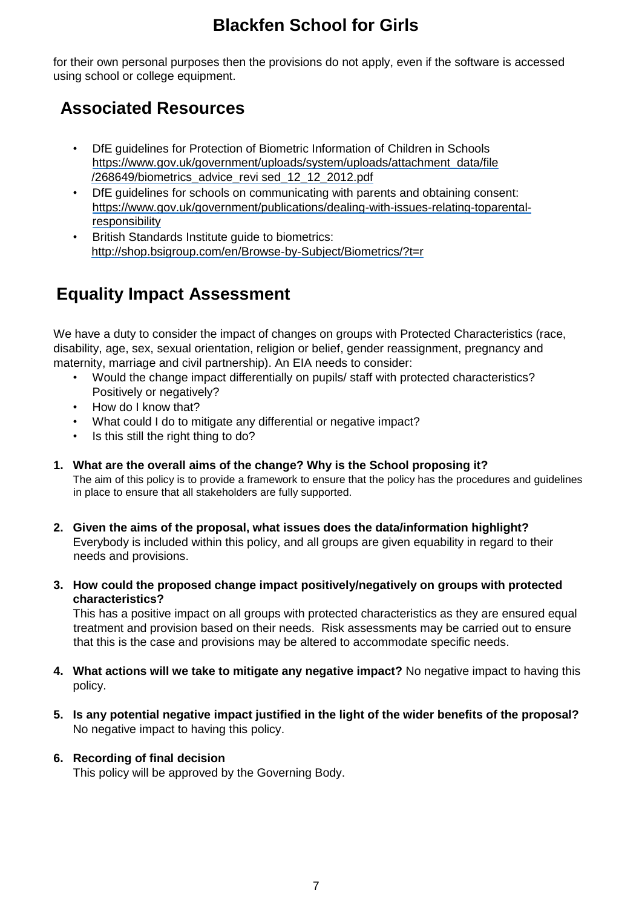for their own personal purposes then the provisions do not apply, even if the software is accessed using school or college equipment.

## Associated Resources

- DfE guidelines for Protection of Biometric Information of Children in Schools https://www.gov.uk/government/uploads/system/uploads/attachment_data/file/268649/biometrics_advice_revi sed_12_12_2012.pdf
- DfE guidelines for schools on communicating with parents and obtaining consent: https://www.gov.uk/government/publications/dealing-with-issues-relating-toparental-responsibility
- British Standards Institute guide to biometrics: http://shop.bsigroup.com/en/Browse-by-Subject/Biometrics/?t=r

## Equality Impact Assessment

We have a duty to consider the impact of changes on groups with Protected Characteristics (race, disability, age, sex, sexual orientation, religion or belief, gender reassignment, pregnancy and maternity, marriage and civil partnership). An EIA needs to consider:

- Would the change impact differentially on pupils/ staff with protected characteristics? Positively or negatively?
- How do I know that?
- What could I do to mitigate any differential or negative impact?
- Is this still the right thing to do?

1. **What are the overall aims of the change? Why is the School proposing it?**
   The aim of this policy is to provide a framework to ensure that the policy has the procedures and guidelines in place to ensure that all stakeholders are fully supported.

2. **Given the aims of the proposal, what issues does the data/information highlight?**
   Everybody is included within this policy, and all groups are given equability in regard to their needs and provisions.

3. **How could the proposed change impact positively/negatively on groups with protected characteristics?**
   This has a positive impact on all groups with protected characteristics as they are ensured equal treatment and provision based on their needs. Risk assessments may be carried out to ensure that this is the case and provisions may be altered to accommodate specific needs.

4. **What actions will we take to mitigate any negative impact?** No negative impact to having this policy.

5. **Is any potential negative impact justified in the light of the wider benefits of the proposal?**
   No negative impact to having this policy.

6. **Recording of final decision**
   This policy will be approved by the Governing Body.